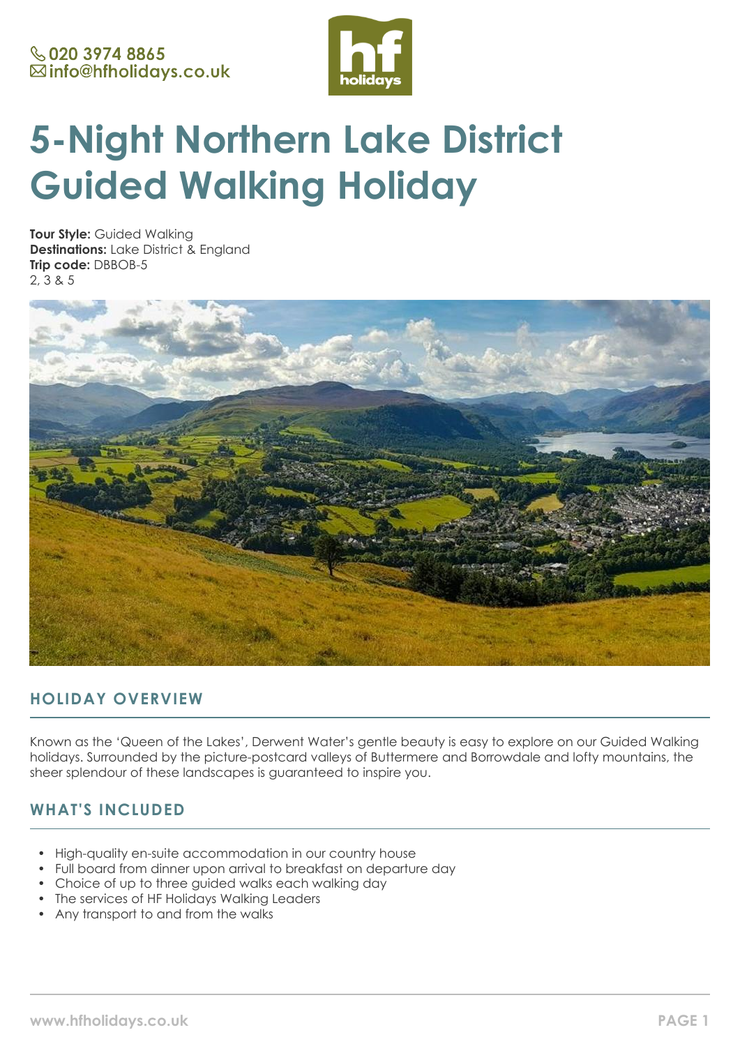020 3974 8865
info@hfholidays.co.uk

# 5-Night Northern Lake District Guided Walking Holiday

**Tour Style:** Guided Walking
**Destinations:** Lake District & England
**Trip code:** DBBOB-5
2, 3 & 5

## HOLIDAY OVERVIEW

Known as the 'Queen of the Lakes', Derwent Water's gentle beauty is easy to explore on our Guided Walking holidays. Surrounded by the picture-postcard valleys of Buttermere and Borrowdale and lofty mountains, the sheer splendour of these landscapes is guaranteed to inspire you.

## WHAT'S INCLUDED

- High-quality en-suite accommodation in our country house
- Full board from dinner upon arrival to breakfast on departure day
- Choice of up to three guided walks each walking day
- The services of HF Holidays Walking Leaders
- Any transport to and from the walks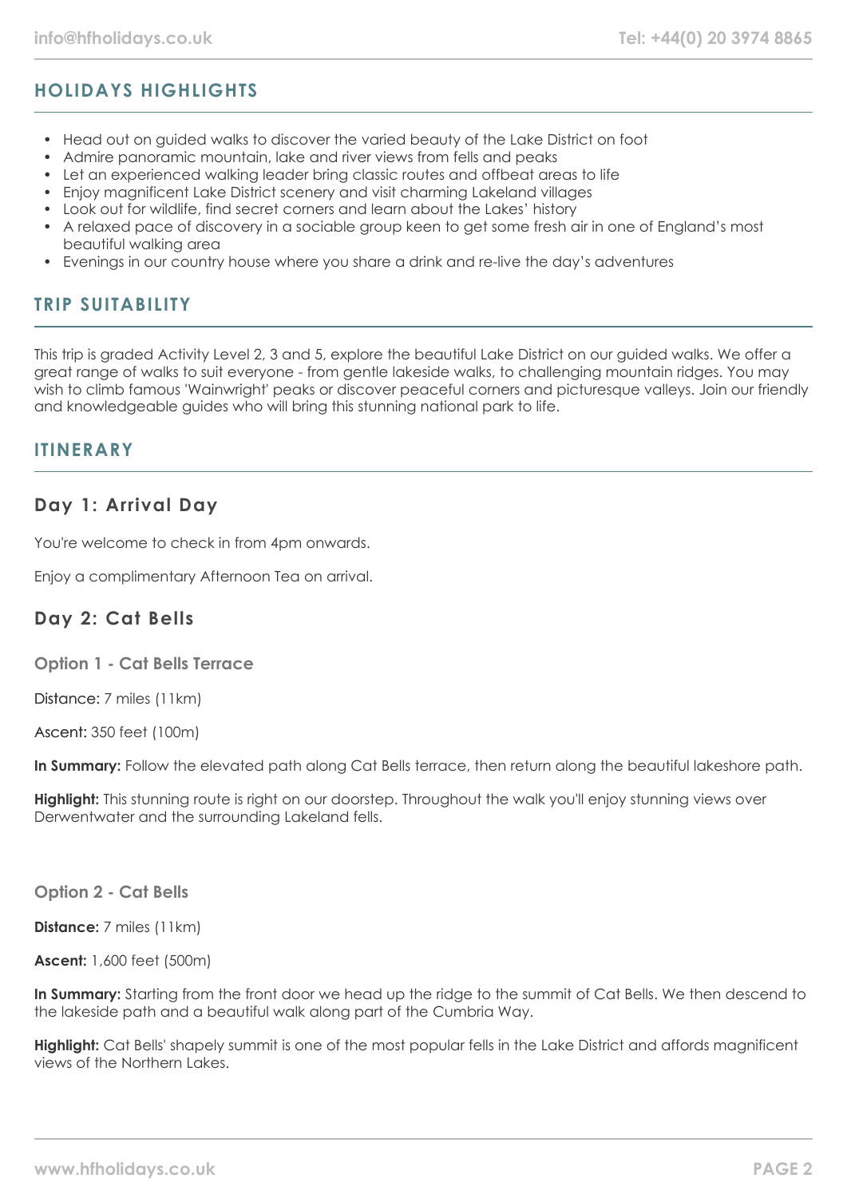## HOLIDAYS HIGHLIGHTS

- Head out on guided walks to discover the varied beauty of the Lake District on foot
- Admire panoramic mountain, lake and river views from fells and peaks
- Let an experienced walking leader bring classic routes and offbeat areas to life
- Enjoy magnificent Lake District scenery and visit charming Lakeland villages
- Look out for wildlife, find secret corners and learn about the Lakes' history
- A relaxed pace of discovery in a sociable group keen to get some fresh air in one of England's most beautiful walking area
- Evenings in our country house where you share a drink and re-live the day's adventures

## TRIP SUITABILITY

This trip is graded Activity Level 2, 3 and 5, explore the beautiful Lake District on our guided walks. We offer a great range of walks to suit everyone - from gentle lakeside walks, to challenging mountain ridges. You may wish to climb famous 'Wainwright' peaks or discover peaceful corners and picturesque valleys. Join our friendly and knowledgeable guides who will bring this stunning national park to life.

## ITINERARY

### Day 1: Arrival Day

You're welcome to check in from 4pm onwards.

Enjoy a complimentary Afternoon Tea on arrival.

### Day 2: Cat Bells

#### Option 1 - Cat Bells Terrace

Distance: 7 miles (11km)

Ascent: 350 feet (100m)

**In Summary:** Follow the elevated path along Cat Bells terrace, then return along the beautiful lakeshore path.

**Highlight:** This stunning route is right on our doorstep. Throughout the walk you'll enjoy stunning views over Derwentwater and the surrounding Lakeland fells.

#### Option 2 - Cat Bells

**Distance:** 7 miles (11km)

**Ascent:** 1,600 feet (500m)

**In Summary:** Starting from the front door we head up the ridge to the summit of Cat Bells. We then descend to the lakeside path and a beautiful walk along part of the Cumbria Way.

**Highlight:** Cat Bells' shapely summit is one of the most popular fells in the Lake District and affords magnificent views of the Northern Lakes.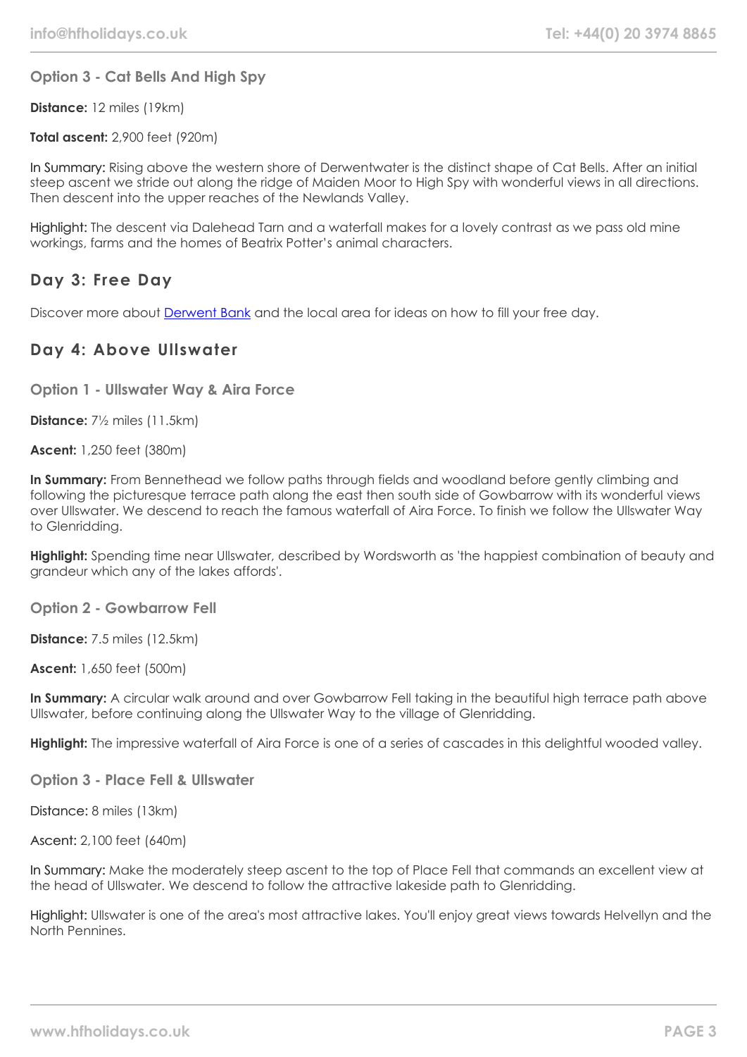### Option 3 - Cat Bells And High Spy

**Distance:** 12 miles (19km)

**Total ascent:** 2,900 feet (920m)

In Summary: Rising above the western shore of Derwentwater is the distinct shape of Cat Bells. After an initial steep ascent we stride out along the ridge of Maiden Moor to High Spy with wonderful views in all directions. Then descent into the upper reaches of the Newlands Valley.

Highlight: The descent via Dalehead Tarn and a waterfall makes for a lovely contrast as we pass old mine workings, farms and the homes of Beatrix Potter's animal characters.

## Day 3: Free Day

Discover more about [Derwent Bank]() and the local area for ideas on how to fill your free day.

## Day 4: Above Ullswater

### Option 1 - Ullswater Way & Aira Force

**Distance:** 7½ miles (11.5km)

**Ascent:** 1,250 feet (380m)

**In Summary:** From Bennethead we follow paths through fields and woodland before gently climbing and following the picturesque terrace path along the east then south side of Gowbarrow with its wonderful views over Ullswater. We descend to reach the famous waterfall of Aira Force. To finish we follow the Ullswater Way to Glenridding.

**Highlight:** Spending time near Ullswater, described by Wordsworth as 'the happiest combination of beauty and grandeur which any of the lakes affords'.

### Option 2 - Gowbarrow Fell

**Distance:** 7.5 miles (12.5km)

**Ascent:** 1,650 feet (500m)

**In Summary:** A circular walk around and over Gowbarrow Fell taking in the beautiful high terrace path above Ullswater, before continuing along the Ullswater Way to the village of Glenridding.

**Highlight:** The impressive waterfall of Aira Force is one of a series of cascades in this delightful wooded valley.

### Option 3 - Place Fell & Ullswater

Distance: 8 miles (13km)

Ascent: 2,100 feet (640m)

In Summary: Make the moderately steep ascent to the top of Place Fell that commands an excellent view at the head of Ullswater. We descend to follow the attractive lakeside path to Glenridding.

Highlight: Ullswater is one of the area's most attractive lakes. You'll enjoy great views towards Helvellyn and the North Pennines.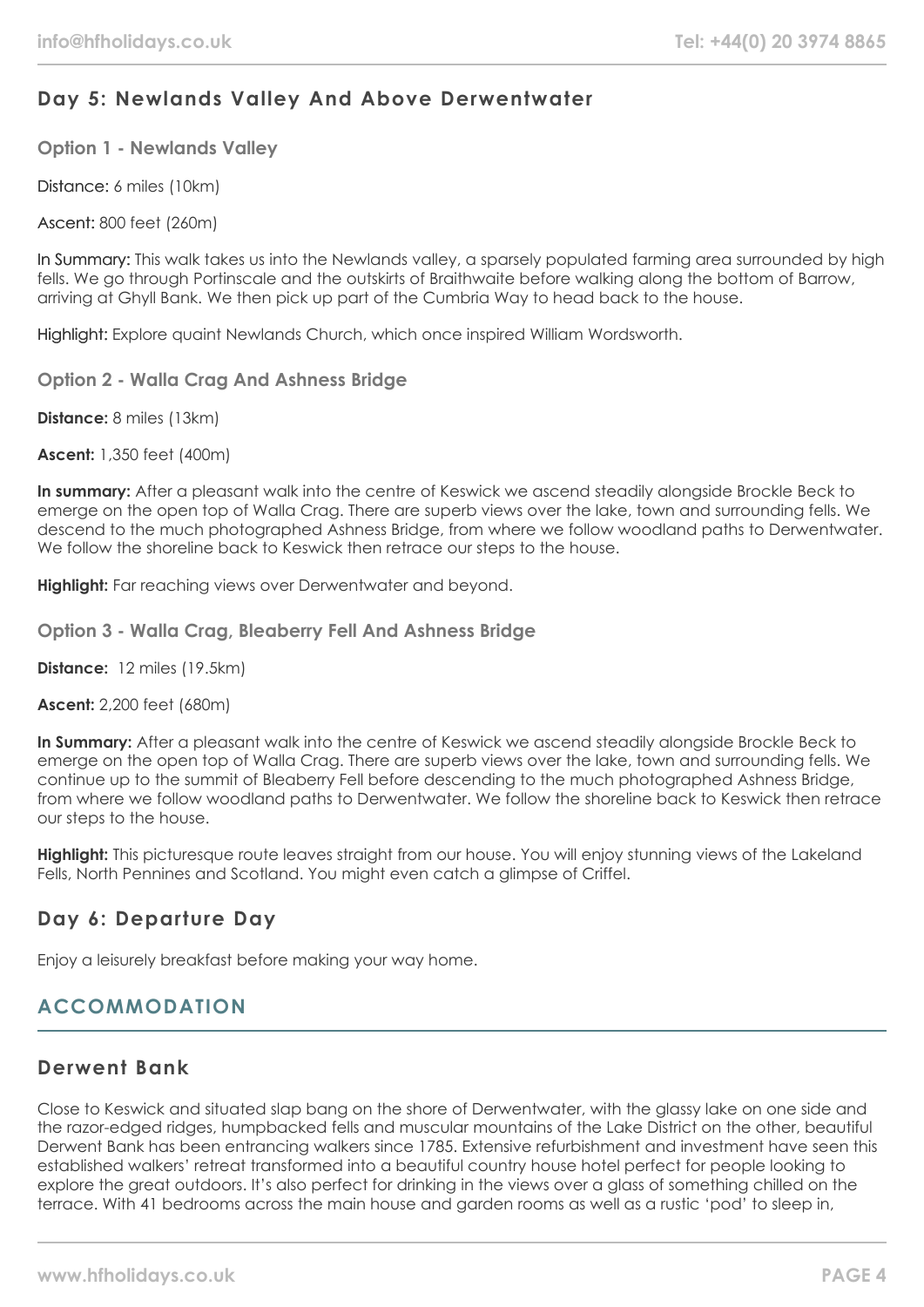## Day 5: Newlands Valley And Above Derwentwater

### Option 1 - Newlands Valley

Distance: 6 miles (10km)

Ascent: 800 feet (260m)

In Summary: This walk takes us into the Newlands valley, a sparsely populated farming area surrounded by high fells. We go through Portinscale and the outskirts of Braithwaite before walking along the bottom of Barrow, arriving at Ghyll Bank. We then pick up part of the Cumbria Way to head back to the house.

Highlight: Explore quaint Newlands Church, which once inspired William Wordsworth.

### Option 2 - Walla Crag And Ashness Bridge

**Distance:** 8 miles (13km)

**Ascent:** 1,350 feet (400m)

**In summary:** After a pleasant walk into the centre of Keswick we ascend steadily alongside Brockle Beck to emerge on the open top of Walla Crag. There are superb views over the lake, town and surrounding fells. We descend to the much photographed Ashness Bridge, from where we follow woodland paths to Derwentwater. We follow the shoreline back to Keswick then retrace our steps to the house.

**Highlight:** Far reaching views over Derwentwater and beyond.

### Option 3 - Walla Crag, Bleaberry Fell And Ashness Bridge

**Distance:** 12 miles (19.5km)

**Ascent:** 2,200 feet (680m)

**In Summary:** After a pleasant walk into the centre of Keswick we ascend steadily alongside Brockle Beck to emerge on the open top of Walla Crag. There are superb views over the lake, town and surrounding fells. We continue up to the summit of Bleaberry Fell before descending to the much photographed Ashness Bridge, from where we follow woodland paths to Derwentwater. We follow the shoreline back to Keswick then retrace our steps to the house.

**Highlight:** This picturesque route leaves straight from our house. You will enjoy stunning views of the Lakeland Fells, North Pennines and Scotland. You might even catch a glimpse of Criffel.

## Day 6: Departure Day

Enjoy a leisurely breakfast before making your way home.

# ACCOMMODATION

## Derwent Bank

Close to Keswick and situated slap bang on the shore of Derwentwater, with the glassy lake on one side and the razor-edged ridges, humpbacked fells and muscular mountains of the Lake District on the other, beautiful Derwent Bank has been entrancing walkers since 1785. Extensive refurbishment and investment have seen this established walkers' retreat transformed into a beautiful country house hotel perfect for people looking to explore the great outdoors. It's also perfect for drinking in the views over a glass of something chilled on the terrace. With 41 bedrooms across the main house and garden rooms as well as a rustic 'pod' to sleep in,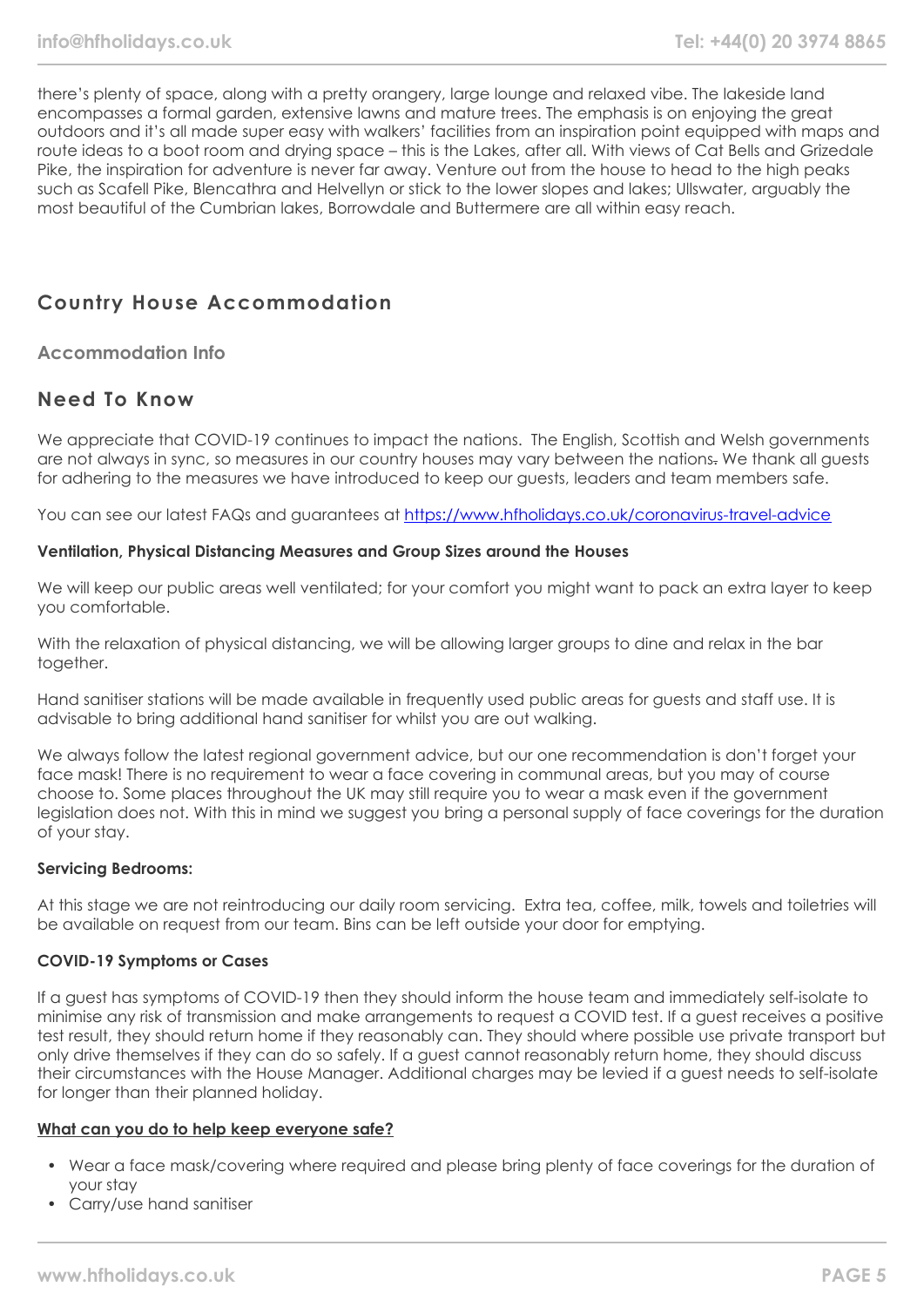there's plenty of space, along with a pretty orangery, large lounge and relaxed vibe. The lakeside land encompasses a formal garden, extensive lawns and mature trees. The emphasis is on enjoying the great outdoors and it's all made super easy with walkers' facilities from an inspiration point equipped with maps and route ideas to a boot room and drying space – this is the Lakes, after all. With views of Cat Bells and Grizedale Pike, the inspiration for adventure is never far away. Venture out from the house to head to the high peaks such as Scafell Pike, Blencathra and Helvellyn or stick to the lower slopes and lakes; Ullswater, arguably the most beautiful of the Cumbrian lakes, Borrowdale and Buttermere are all within easy reach.

## Country House Accommodation

### Accommodation Info

## Need To Know

We appreciate that COVID-19 continues to impact the nations. The English, Scottish and Welsh governments are not always in sync, so measures in our country houses may vary between the nations. We thank all guests for adhering to the measures we have introduced to keep our guests, leaders and team members safe.

You can see our latest FAQs and guarantees at [https://www.hfholidays.co.uk/coronavirus-travel-advice](https://www.hfholidays.co.uk/coronavirus-travel-advice)

**Ventilation, Physical Distancing Measures and Group Sizes around the Houses**

We will keep our public areas well ventilated; for your comfort you might want to pack an extra layer to keep you comfortable.

With the relaxation of physical distancing, we will be allowing larger groups to dine and relax in the bar together.

Hand sanitiser stations will be made available in frequently used public areas for guests and staff use. It is advisable to bring additional hand sanitiser for whilst you are out walking.

We always follow the latest regional government advice, but our one recommendation is don't forget your face mask! There is no requirement to wear a face covering in communal areas, but you may of course choose to. Some places throughout the UK may still require you to wear a mask even if the government legislation does not. With this in mind we suggest you bring a personal supply of face coverings for the duration of your stay.

**Servicing Bedrooms:**

At this stage we are not reintroducing our daily room servicing. Extra tea, coffee, milk, towels and toiletries will be available on request from our team. Bins can be left outside your door for emptying.

**COVID-19 Symptoms or Cases**

If a guest has symptoms of COVID-19 then they should inform the house team and immediately self-isolate to minimise any risk of transmission and make arrangements to request a COVID test. If a guest receives a positive test result, they should return home if they reasonably can. They should where possible use private transport but only drive themselves if they can do so safely. If a guest cannot reasonably return home, they should discuss their circumstances with the House Manager. Additional charges may be levied if a guest needs to self-isolate for longer than their planned holiday.

**What can you do to help keep everyone safe?**

- Wear a face mask/covering where required and please bring plenty of face coverings for the duration of your stay
- Carry/use hand sanitiser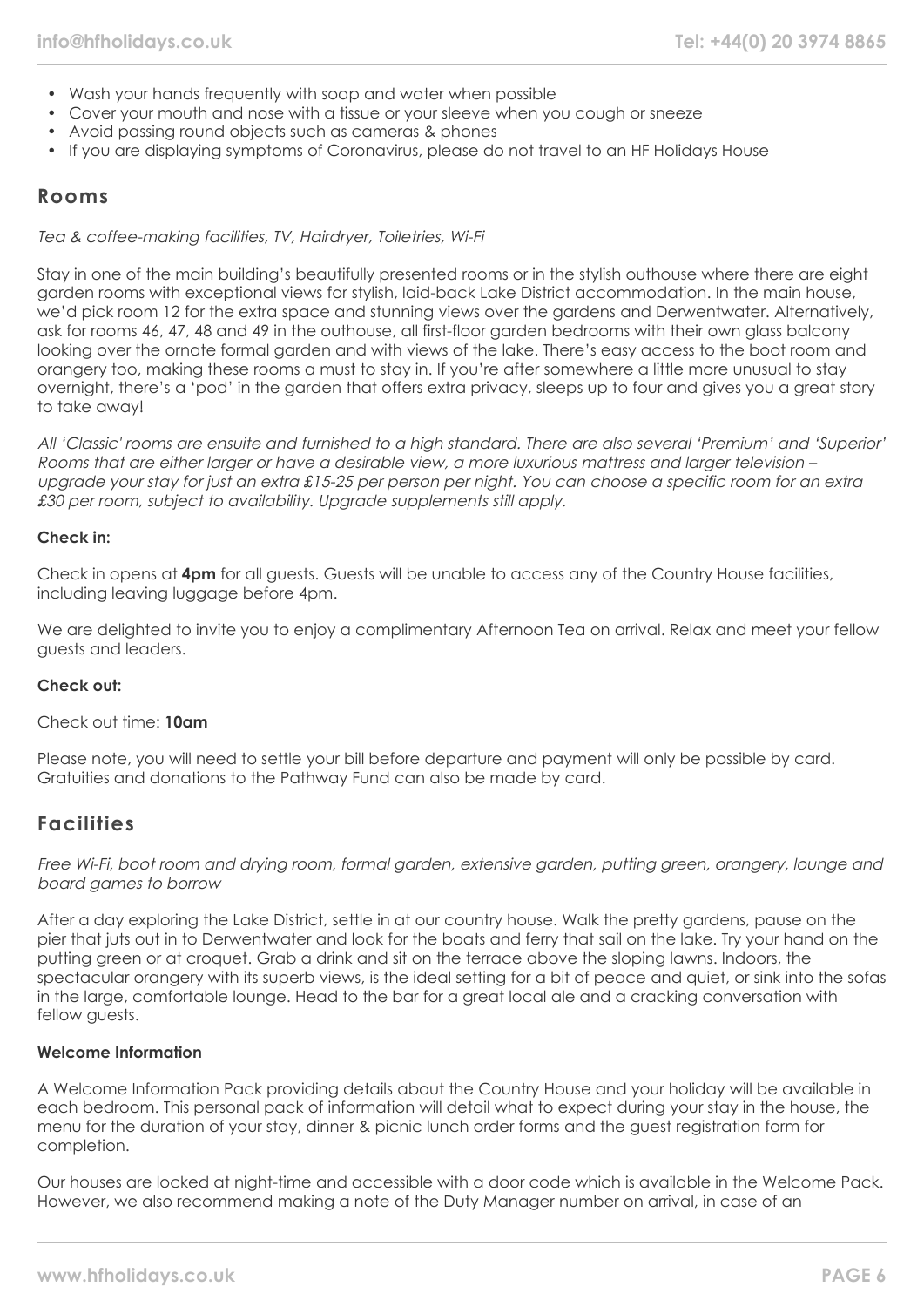- Wash your hands frequently with soap and water when possible
- Cover your mouth and nose with a tissue or your sleeve when you cough or sneeze
- Avoid passing round objects such as cameras & phones
- If you are displaying symptoms of Coronavirus, please do not travel to an HF Holidays House

## Rooms

*Tea & coffee-making facilities, TV, Hairdryer, Toiletries, Wi-Fi*

Stay in one of the main building's beautifully presented rooms or in the stylish outhouse where there are eight garden rooms with exceptional views for stylish, laid-back Lake District accommodation. In the main house, we'd pick room 12 for the extra space and stunning views over the gardens and Derwentwater. Alternatively, ask for rooms 46, 47, 48 and 49 in the outhouse, all first-floor garden bedrooms with their own glass balcony looking over the ornate formal garden and with views of the lake. There's easy access to the boot room and orangery too, making these rooms a must to stay in. If you're after somewhere a little more unusual to stay overnight, there's a 'pod' in the garden that offers extra privacy, sleeps up to four and gives you a great story to take away!

*All 'Classic' rooms are ensuite and furnished to a high standard. There are also several 'Premium' and 'Superior' Rooms that are either larger or have a desirable view, a more luxurious mattress and larger television – upgrade your stay for just an extra £15-25 per person per night. You can choose a specific room for an extra £30 per room, subject to availability. Upgrade supplements still apply.*

**Check in:**

Check in opens at **4pm** for all guests. Guests will be unable to access any of the Country House facilities, including leaving luggage before 4pm.

We are delighted to invite you to enjoy a complimentary Afternoon Tea on arrival. Relax and meet your fellow guests and leaders.

**Check out:**

Check out time: **10am**

Please note, you will need to settle your bill before departure and payment will only be possible by card. Gratuities and donations to the Pathway Fund can also be made by card.

## Facilities

*Free Wi-Fi, boot room and drying room, formal garden, extensive garden, putting green, orangery, lounge and board games to borrow*

After a day exploring the Lake District, settle in at our country house. Walk the pretty gardens, pause on the pier that juts out in to Derwentwater and look for the boats and ferry that sail on the lake. Try your hand on the putting green or at croquet. Grab a drink and sit on the terrace above the sloping lawns. Indoors, the spectacular orangery with its superb views, is the ideal setting for a bit of peace and quiet, or sink into the sofas in the large, comfortable lounge. Head to the bar for a great local ale and a cracking conversation with fellow guests.

**Welcome Information**

A Welcome Information Pack providing details about the Country House and your holiday will be available in each bedroom. This personal pack of information will detail what to expect during your stay in the house, the menu for the duration of your stay, dinner & picnic lunch order forms and the guest registration form for completion.

Our houses are locked at night-time and accessible with a door code which is available in the Welcome Pack. However, we also recommend making a note of the Duty Manager number on arrival, in case of an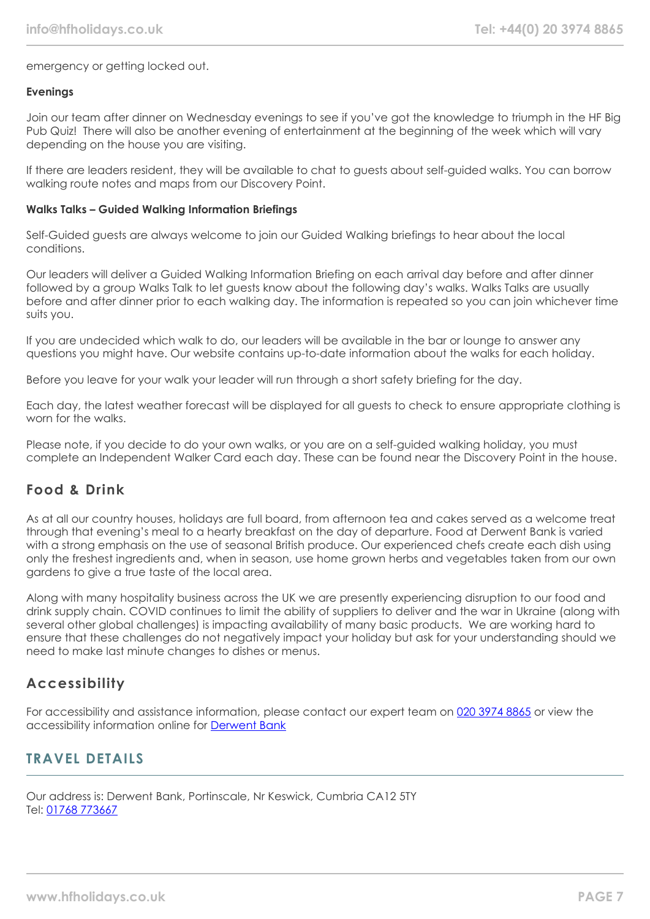emergency or getting locked out.

**Evenings**

Join our team after dinner on Wednesday evenings to see if you've got the knowledge to triumph in the HF Big Pub Quiz! There will also be another evening of entertainment at the beginning of the week which will vary depending on the house you are visiting.

If there are leaders resident, they will be available to chat to guests about self-guided walks. You can borrow walking route notes and maps from our Discovery Point.

**Walks Talks – Guided Walking Information Briefings**

Self-Guided guests are always welcome to join our Guided Walking briefings to hear about the local conditions.

Our leaders will deliver a Guided Walking Information Briefing on each arrival day before and after dinner followed by a group Walks Talk to let guests know about the following day's walks. Walks Talks are usually before and after dinner prior to each walking day. The information is repeated so you can join whichever time suits you.

If you are undecided which walk to do, our leaders will be available in the bar or lounge to answer any questions you might have. Our website contains up-to-date information about the walks for each holiday.

Before you leave for your walk your leader will run through a short safety briefing for the day.

Each day, the latest weather forecast will be displayed for all guests to check to ensure appropriate clothing is worn for the walks.

Please note, if you decide to do your own walks, or you are on a self-guided walking holiday, you must complete an Independent Walker Card each day. These can be found near the Discovery Point in the house.

### Food & Drink

As at all our country houses, holidays are full board, from afternoon tea and cakes served as a welcome treat through that evening's meal to a hearty breakfast on the day of departure. Food at Derwent Bank is varied with a strong emphasis on the use of seasonal British produce. Our experienced chefs create each dish using only the freshest ingredients and, when in season, use home grown herbs and vegetables taken from our own gardens to give a true taste of the local area.

Along with many hospitality business across the UK we are presently experiencing disruption to our food and drink supply chain. COVID continues to limit the ability of suppliers to deliver and the war in Ukraine (along with several other global challenges) is impacting availability of many basic products. We are working hard to ensure that these challenges do not negatively impact your holiday but ask for your understanding should we need to make last minute changes to dishes or menus.

### Accessibility

For accessibility and assistance information, please contact our expert team on [020 3974 8865]() or view the accessibility information online for [Derwent Bank]()

## TRAVEL DETAILS

Our address is: Derwent Bank, Portinscale, Nr Keswick, Cumbria CA12 5TY
Tel: [01768 773667]()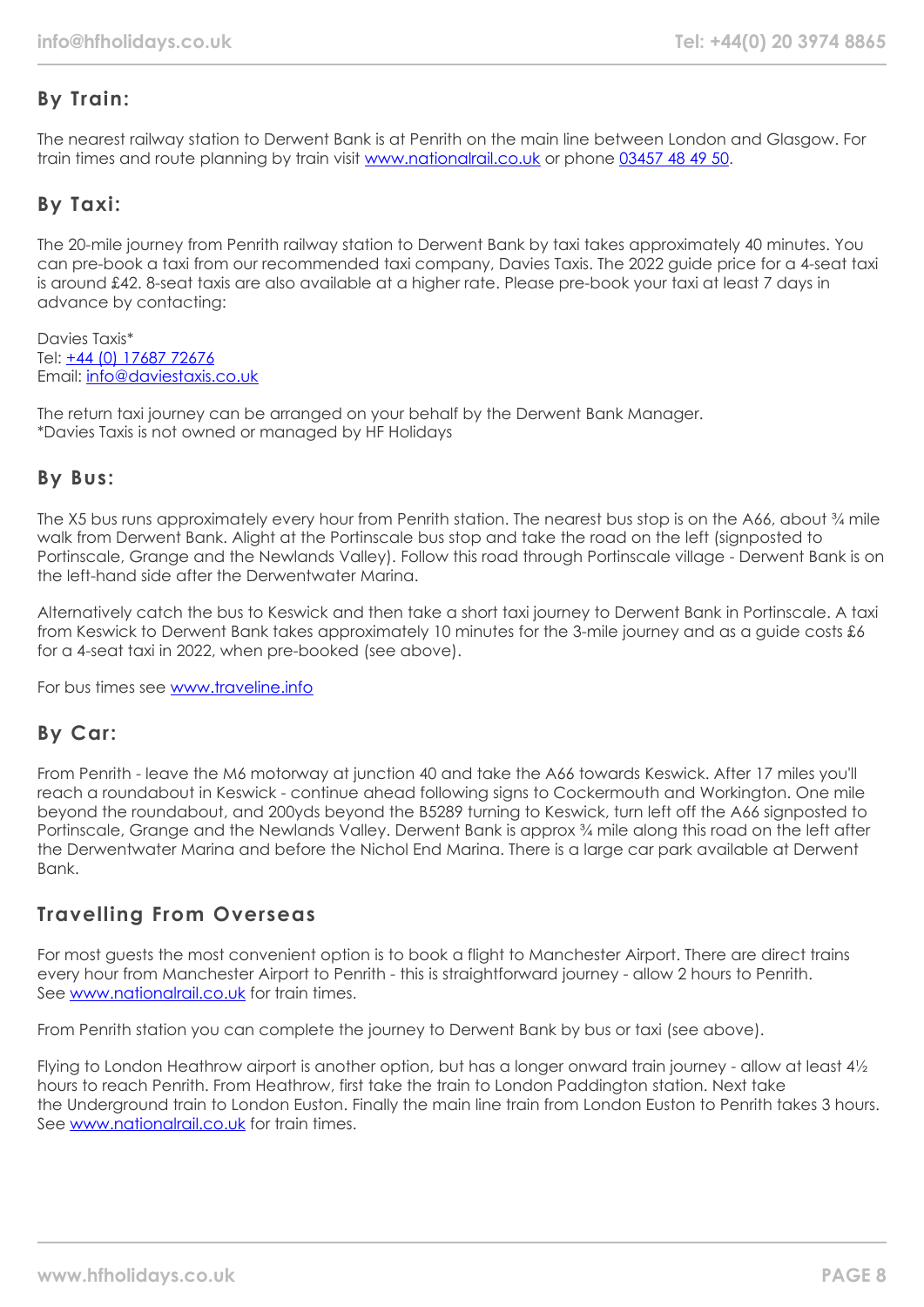## By Train:

The nearest railway station to Derwent Bank is at Penrith on the main line between London and Glasgow. For train times and route planning by train visit [www.nationalrail.co.uk](http://www.nationalrail.co.uk) or phone 03457 48 49 50.

## By Taxi:

The 20-mile journey from Penrith railway station to Derwent Bank by taxi takes approximately 40 minutes. You can pre-book a taxi from our recommended taxi company, Davies Taxis. The 2022 guide price for a 4-seat taxi is around £42. 8-seat taxis are also available at a higher rate. Please pre-book your taxi at least 7 days in advance by contacting:

Davies Taxis*
Tel: +44 (0) 17687 72676
Email: info@daviestaxis.co.uk

The return taxi journey can be arranged on your behalf by the Derwent Bank Manager.
*Davies Taxis is not owned or managed by HF Holidays

## By Bus:

The X5 bus runs approximately every hour from Penrith station. The nearest bus stop is on the A66, about ¾ mile walk from Derwent Bank. Alight at the Portinscale bus stop and take the road on the left (signposted to Portinscale, Grange and the Newlands Valley). Follow this road through Portinscale village - Derwent Bank is on the left-hand side after the Derwentwater Marina.

Alternatively catch the bus to Keswick and then take a short taxi journey to Derwent Bank in Portinscale. A taxi from Keswick to Derwent Bank takes approximately 10 minutes for the 3-mile journey and as a guide costs £6 for a 4-seat taxi in 2022, when pre-booked (see above).

For bus times see [www.traveline.info](http://www.traveline.info)

## By Car:

From Penrith - leave the M6 motorway at junction 40 and take the A66 towards Keswick. After 17 miles you'll reach a roundabout in Keswick - continue ahead following signs to Cockermouth and Workington. One mile beyond the roundabout, and 200yds beyond the B5289 turning to Keswick, turn left off the A66 signposted to Portinscale, Grange and the Newlands Valley. Derwent Bank is approx ¾ mile along this road on the left after the Derwentwater Marina and before the Nichol End Marina. There is a large car park available at Derwent Bank.

## Travelling From Overseas

For most guests the most convenient option is to book a flight to Manchester Airport. There are direct trains every hour from Manchester Airport to Penrith - this is straightforward journey - allow 2 hours to Penrith. See [www.nationalrail.co.uk](http://www.nationalrail.co.uk) for train times.

From Penrith station you can complete the journey to Derwent Bank by bus or taxi (see above).

Flying to London Heathrow airport is another option, but has a longer onward train journey - allow at least 4½ hours to reach Penrith. From Heathrow, first take the train to London Paddington station. Next take the Underground train to London Euston. Finally the main line train from London Euston to Penrith takes 3 hours. See [www.nationalrail.co.uk](http://www.nationalrail.co.uk) for train times.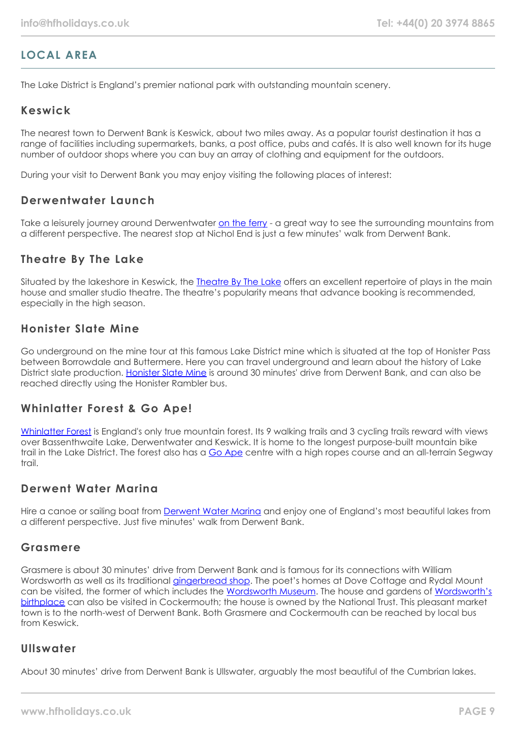## LOCAL AREA

The Lake District is England's premier national park with outstanding mountain scenery.

### Keswick

The nearest town to Derwent Bank is Keswick, about two miles away. As a popular tourist destination it has a range of facilities including supermarkets, banks, a post office, pubs and cafés. It is also well known for its huge number of outdoor shops where you can buy an array of clothing and equipment for the outdoors.

During your visit to Derwent Bank you may enjoy visiting the following places of interest:

### Derwentwater Launch

Take a leisurely journey around Derwentwater on the ferry - a great way to see the surrounding mountains from a different perspective. The nearest stop at Nichol End is just a few minutes' walk from Derwent Bank.

### Theatre By The Lake

Situated by the lakeshore in Keswick, the Theatre By The Lake offers an excellent repertoire of plays in the main house and smaller studio theatre. The theatre's popularity means that advance booking is recommended, especially in the high season.

### Honister Slate Mine

Go underground on the mine tour at this famous Lake District mine which is situated at the top of Honister Pass between Borrowdale and Buttermere. Here you can travel underground and learn about the history of Lake District slate production. Honister Slate Mine is around 30 minutes' drive from Derwent Bank, and can also be reached directly using the Honister Rambler bus.

### Whinlatter Forest & Go Ape!

Whinlatter Forest is England's only true mountain forest. Its 9 walking trails and 3 cycling trails reward with views over Bassenthwaite Lake, Derwentwater and Keswick. It is home to the longest purpose-built mountain bike trail in the Lake District. The forest also has a Go Ape centre with a high ropes course and an all-terrain Segway trail.

### Derwent Water Marina

Hire a canoe or sailing boat from Derwent Water Marina and enjoy one of England's most beautiful lakes from a different perspective. Just five minutes' walk from Derwent Bank.

### Grasmere

Grasmere is about 30 minutes' drive from Derwent Bank and is famous for its connections with William Wordsworth as well as its traditional gingerbread shop. The poet's homes at Dove Cottage and Rydal Mount can be visited, the former of which includes the Wordsworth Museum. The house and gardens of Wordsworth's birthplace can also be visited in Cockermouth; the house is owned by the National Trust. This pleasant market town is to the north-west of Derwent Bank. Both Grasmere and Cockermouth can be reached by local bus from Keswick.

### Ullswater

About 30 minutes' drive from Derwent Bank is Ullswater, arguably the most beautiful of the Cumbrian lakes.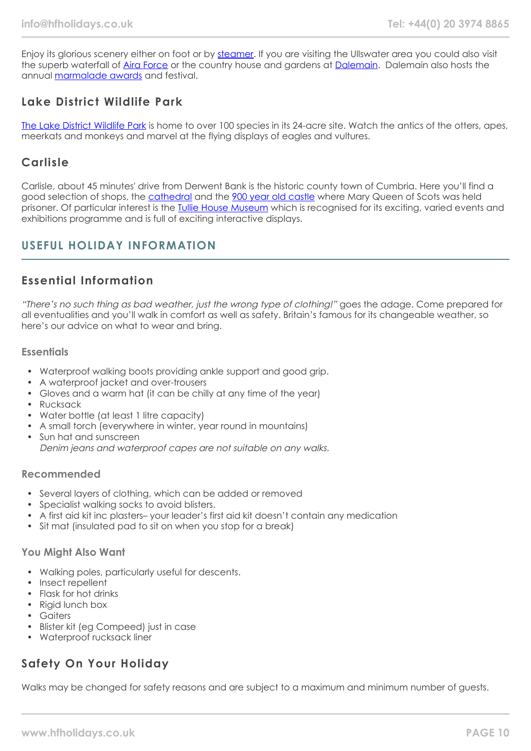Enjoy its glorious scenery either on foot or by steamer. If you are visiting the Ullswater area you could also visit the superb waterfall of Aira Force or the country house and gardens at Dalemain.  Dalemain also hosts the annual marmalade awards and festival.

### Lake District Wildlife Park

The Lake District Wildlife Park is home to over 100 species in its 24-acre site. Watch the antics of the otters, apes, meerkats and monkeys and marvel at the flying displays of eagles and vultures.

### Carlisle

Carlisle, about 45 minutes' drive from Derwent Bank is the historic county town of Cumbria. Here you'll find a good selection of shops, the cathedral and the 900 year old castle where Mary Queen of Scots was held prisoner. Of particular interest is the Tullie House Museum which is recognised for its exciting, varied events and exhibitions programme and is full of exciting interactive displays.

## USEFUL HOLIDAY INFORMATION

### Essential Information

*"There's no such thing as bad weather, just the wrong type of clothing!"* goes the adage. Come prepared for all eventualities and you'll walk in comfort as well as safety. Britain's famous for its changeable weather, so here's our advice on what to wear and bring.

#### Essentials

- Waterproof walking boots providing ankle support and good grip.
- A waterproof jacket and over-trousers
- Gloves and a warm hat (it can be chilly at any time of the year)
- Rucksack
- Water bottle (at least 1 litre capacity)
- A small torch (everywhere in winter, year round in mountains)
- Sun hat and sunscreen
  *Denim jeans and waterproof capes are not suitable on any walks.*

#### Recommended

- Several layers of clothing, which can be added or removed
- Specialist walking socks to avoid blisters.
- A first aid kit inc plasters– your leader's first aid kit doesn't contain any medication
- Sit mat (insulated pad to sit on when you stop for a break)

#### You Might Also Want

- Walking poles, particularly useful for descents.
- Insect repellent
- Flask for hot drinks
- Rigid lunch box
- Gaiters
- Blister kit (eg Compeed) just in case
- Waterproof rucksack liner

### Safety On Your Holiday

Walks may be changed for safety reasons and are subject to a maximum and minimum number of guests.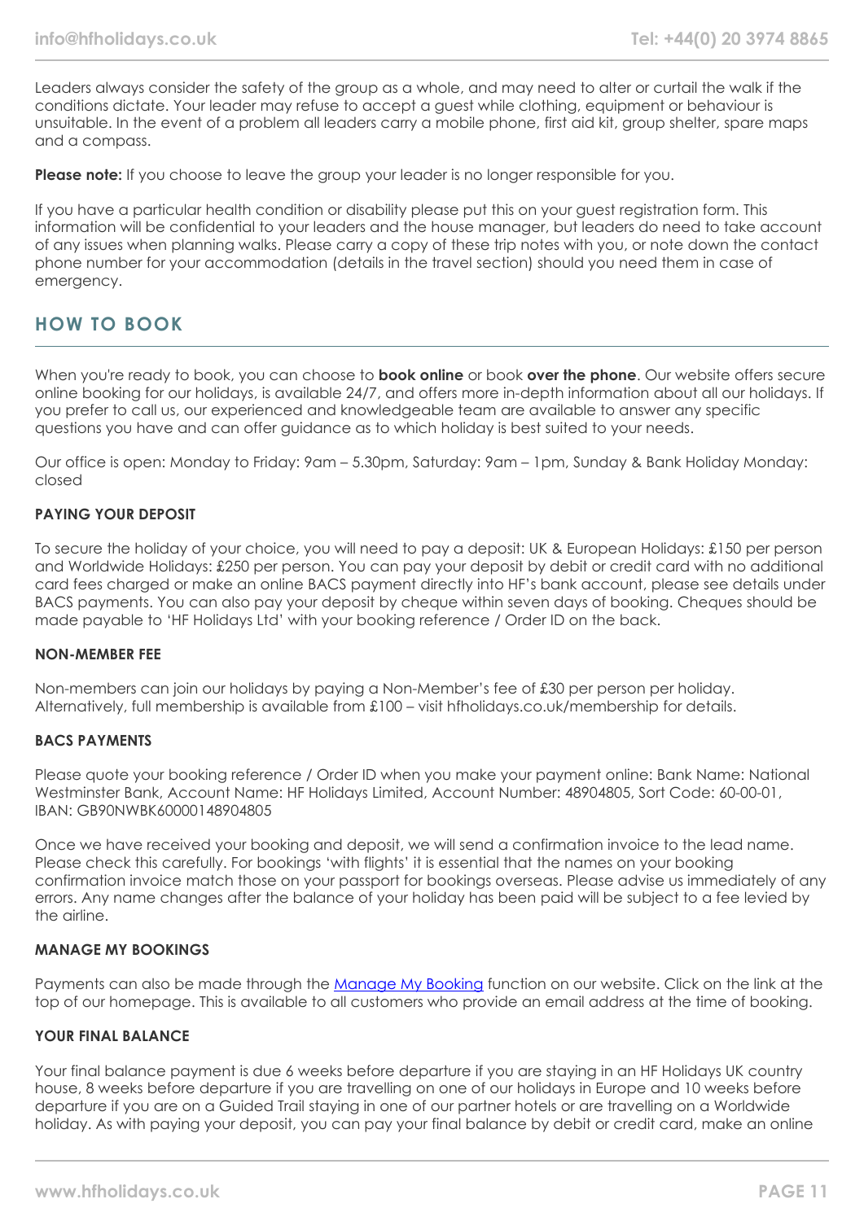Leaders always consider the safety of the group as a whole, and may need to alter or curtail the walk if the conditions dictate. Your leader may refuse to accept a guest while clothing, equipment or behaviour is unsuitable. In the event of a problem all leaders carry a mobile phone, first aid kit, group shelter, spare maps and a compass.

**Please note:** If you choose to leave the group your leader is no longer responsible for you.

If you have a particular health condition or disability please put this on your guest registration form. This information will be confidential to your leaders and the house manager, but leaders do need to take account of any issues when planning walks. Please carry a copy of these trip notes with you, or note down the contact phone number for your accommodation (details in the travel section) should you need them in case of emergency.

## HOW TO BOOK

When you're ready to book, you can choose to **book online** or book **over the phone**. Our website offers secure online booking for our holidays, is available 24/7, and offers more in-depth information about all our holidays. If you prefer to call us, our experienced and knowledgeable team are available to answer any specific questions you have and can offer guidance as to which holiday is best suited to your needs.

Our office is open: Monday to Friday: 9am – 5.30pm, Saturday: 9am – 1pm, Sunday & Bank Holiday Monday: closed

### PAYING YOUR DEPOSIT

To secure the holiday of your choice, you will need to pay a deposit: UK & European Holidays: £150 per person and Worldwide Holidays: £250 per person. You can pay your deposit by debit or credit card with no additional card fees charged or make an online BACS payment directly into HF's bank account, please see details under BACS payments. You can also pay your deposit by cheque within seven days of booking. Cheques should be made payable to 'HF Holidays Ltd' with your booking reference / Order ID on the back.

### NON-MEMBER FEE

Non-members can join our holidays by paying a Non-Member's fee of £30 per person per holiday. Alternatively, full membership is available from £100 – visit hfholidays.co.uk/membership for details.

### BACS PAYMENTS

Please quote your booking reference / Order ID when you make your payment online: Bank Name: National Westminster Bank, Account Name: HF Holidays Limited, Account Number: 48904805, Sort Code: 60-00-01, IBAN: GB90NWBK60000148904805

Once we have received your booking and deposit, we will send a confirmation invoice to the lead name. Please check this carefully. For bookings 'with flights' it is essential that the names on your booking confirmation invoice match those on your passport for bookings overseas. Please advise us immediately of any errors. Any name changes after the balance of your holiday has been paid will be subject to a fee levied by the airline.

### MANAGE MY BOOKINGS

Payments can also be made through the [Manage My Booking](#) function on our website. Click on the link at the top of our homepage. This is available to all customers who provide an email address at the time of booking.

### YOUR FINAL BALANCE

Your final balance payment is due 6 weeks before departure if you are staying in an HF Holidays UK country house, 8 weeks before departure if you are travelling on one of our holidays in Europe and 10 weeks before departure if you are on a Guided Trail staying in one of our partner hotels or are travelling on a Worldwide holiday. As with paying your deposit, you can pay your final balance by debit or credit card, make an online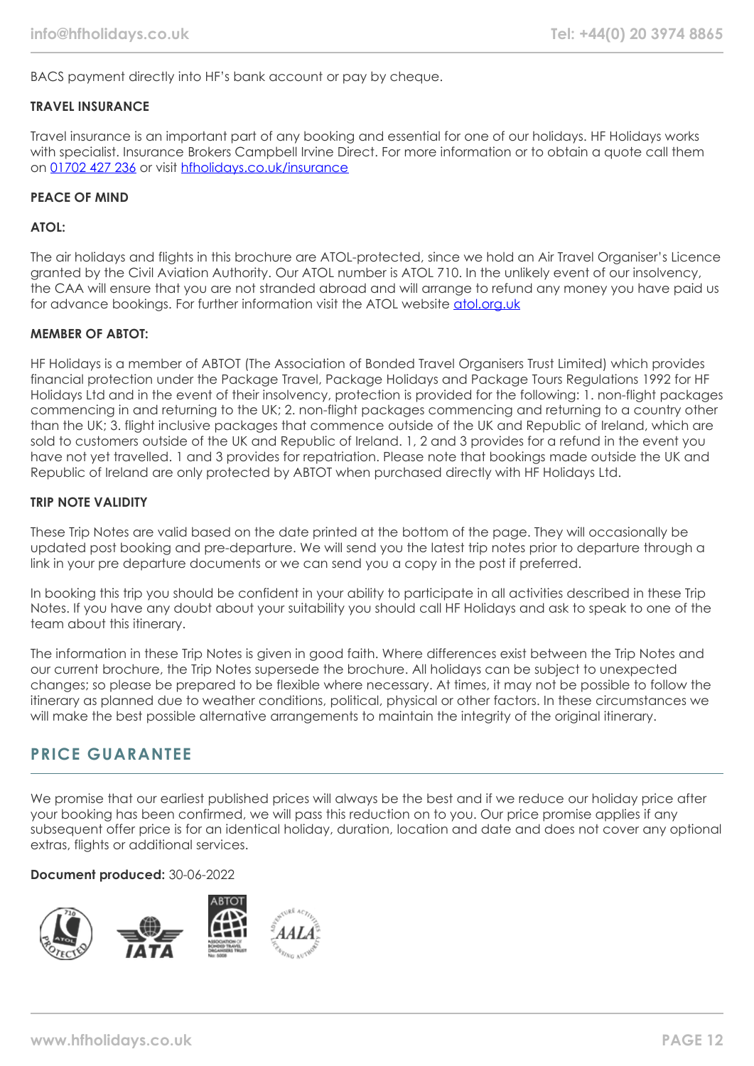BACS payment directly into HF's bank account or pay by cheque.

**TRAVEL INSURANCE**

Travel insurance is an important part of any booking and essential for one of our holidays. HF Holidays works with specialist. Insurance Brokers Campbell Irvine Direct. For more information or to obtain a quote call them on [01702 427 236](tel:01702427236) or visit [hfholidays.co.uk/insurance](https://hfholidays.co.uk/insurance)

**PEACE OF MIND**

**ATOL:**

The air holidays and flights in this brochure are ATOL-protected, since we hold an Air Travel Organiser's Licence granted by the Civil Aviation Authority. Our ATOL number is ATOL 710. In the unlikely event of our insolvency, the CAA will ensure that you are not stranded abroad and will arrange to refund any money you have paid us for advance bookings. For further information visit the ATOL website [atol.org.uk](https://atol.org.uk)

**MEMBER OF ABTOT:**

HF Holidays is a member of ABTOT (The Association of Bonded Travel Organisers Trust Limited) which provides financial protection under the Package Travel, Package Holidays and Package Tours Regulations 1992 for HF Holidays Ltd and in the event of their insolvency, protection is provided for the following: 1. non-flight packages commencing in and returning to the UK; 2. non-flight packages commencing and returning to a country other than the UK; 3. flight inclusive packages that commence outside of the UK and Republic of Ireland, which are sold to customers outside of the UK and Republic of Ireland. 1, 2 and 3 provides for a refund in the event you have not yet travelled. 1 and 3 provides for repatriation. Please note that bookings made outside the UK and Republic of Ireland are only protected by ABTOT when purchased directly with HF Holidays Ltd.

**TRIP NOTE VALIDITY**

These Trip Notes are valid based on the date printed at the bottom of the page. They will occasionally be updated post booking and pre-departure. We will send you the latest trip notes prior to departure through a link in your pre departure documents or we can send you a copy in the post if preferred.

In booking this trip you should be confident in your ability to participate in all activities described in these Trip Notes. If you have any doubt about your suitability you should call HF Holidays and ask to speak to one of the team about this itinerary.

The information in these Trip Notes is given in good faith. Where differences exist between the Trip Notes and our current brochure, the Trip Notes supersede the brochure. All holidays can be subject to unexpected changes; so please be prepared to be flexible where necessary. At times, it may not be possible to follow the itinerary as planned due to weather conditions, political, physical or other factors. In these circumstances we will make the best possible alternative arrangements to maintain the integrity of the original itinerary.

## PRICE GUARANTEE

We promise that our earliest published prices will always be the best and if we reduce our holiday price after your booking has been confirmed, we will pass this reduction on to you. Our price promise applies if any subsequent offer price is for an identical holiday, duration, location and date and does not cover any optional extras, flights or additional services.

**Document produced:** 30-06-2022